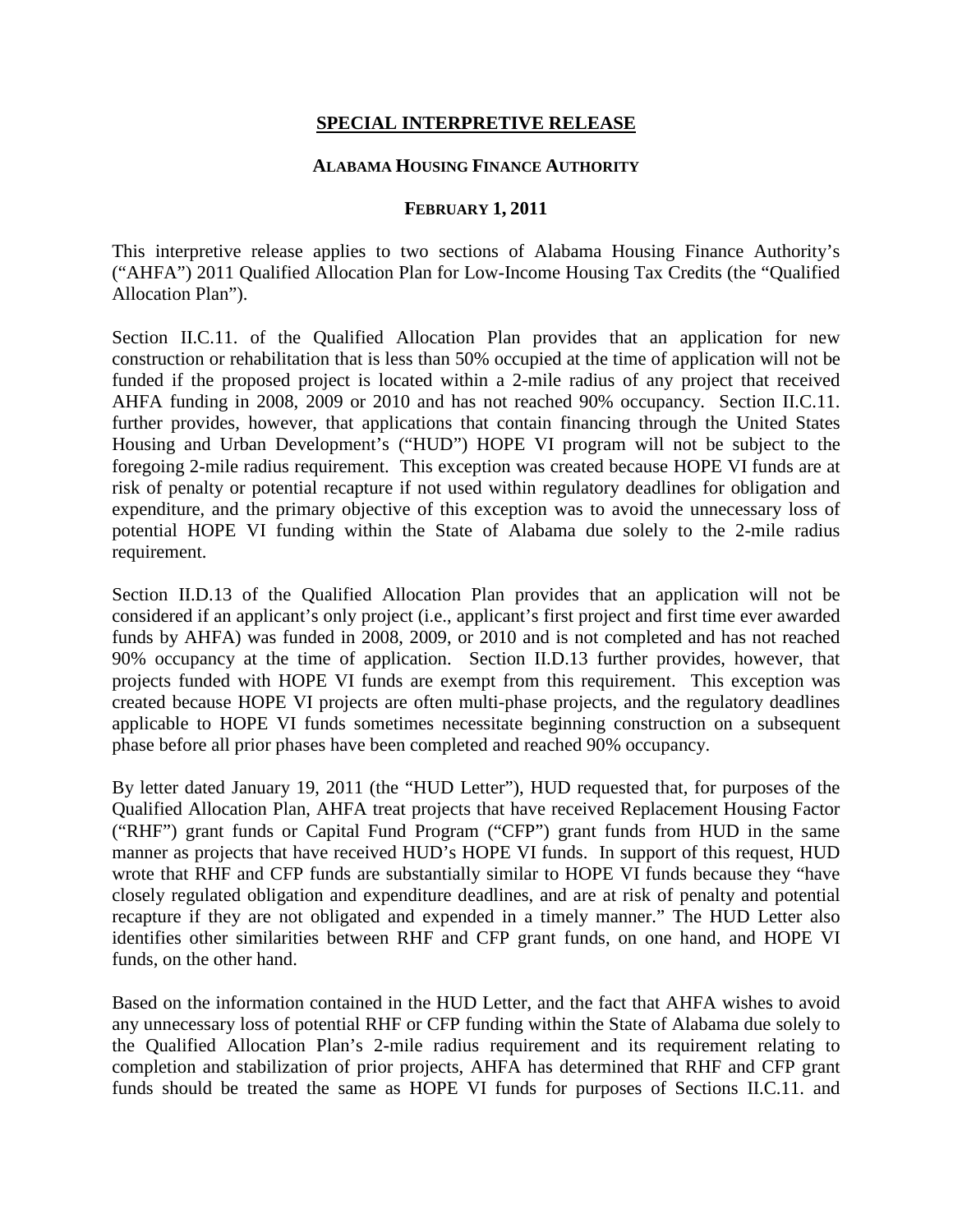# SPECIAL INTERPRETIVE RELEASE

## ALABAMA HOUSING FINANCE AUTHORITY

### FEBRUARY 1, 2011

This interpretive release applies to two sections of Alabama Housing Finance Authority's ("AHFA") 2011 Qualified Allocation Plan for Low-Income Housing Tax Credits (the "Qualified Allocation Plan").

Section II.C.11. of the Qualified Allocation Plan provides that an application for new construction or rehabilitation that is less than 50% occupied at the time of application will not be funded if the proposed project is located within a 2-mile radius of any project that received AHFA funding in 2008, 2009 or 2010 and has not reached 90% occupancy. Section II.C.11. further provides, however, that applications that contain financing through the United States Housing and Urban Development's ("HUD") HOPE VI program will not be subject to the foregoing 2-mile radius requirement. This exception was created because HOPE VI funds are at risk of penalty or potential recapture if not used within regulatory deadlines for obligation and expenditure, and the primary objective of this exception was to avoid the unnecessary loss of potential HOPE VI funding within the State of Alabama due solely to the 2-mile radius requirement.

Section II.D.13 of the Qualified Allocation Plan provides that an application will not be considered if an applicant's only project (i.e., applicant's first project and first time ever awarded funds by AHFA) was funded in 2008, 2009, or 2010 and is not completed and has not reached 90% occupancy at the time of application. Section II.D.13 further provides, however, that projects funded with HOPE VI funds are exempt from this requirement. This exception was created because HOPE VI projects are often multi-phase projects, and the regulatory deadlines applicable to HOPE VI funds sometimes necessitate beginning construction on a subsequent phase before all prior phases have been completed and reached 90% occupancy.

By letter dated January 19, 2011 (the "HUD Letter"), HUD requested that, for purposes of the Qualified Allocation Plan, AHFA treat projects that have received Replacement Housing Factor ("RHF") grant funds or Capital Fund Program ("CFP") grant funds from HUD in the same manner as projects that have received HUD's HOPE VI funds. In support of this request, HUD wrote that RHF and CFP funds are substantially similar to HOPE VI funds because they "have closely regulated obligation and expenditure deadlines, and are at risk of penalty and potential recapture if they are not obligated and expended in a timely manner." The HUD Letter also identifies other similarities between RHF and CFP grant funds, on one hand, and HOPE VI funds, on the other hand.

Based on the information contained in the HUD Letter, and the fact that AHFA wishes to avoid any unnecessary loss of potential RHF or CFP funding within the State of Alabama due solely to the Qualified Allocation Plan's 2-mile radius requirement and its requirement relating to completion and stabilization of prior projects, AHFA has determined that RHF and CFP grant funds should be treated the same as HOPE VI funds for purposes of Sections II.C.11. and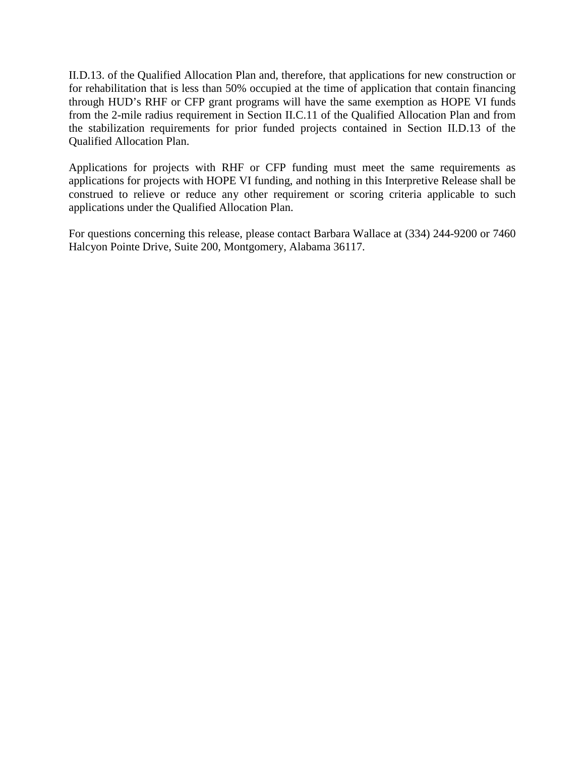II.D.13. of the Qualified Allocation Plan and, therefore, that applications for new construction or for rehabilitation that is less than 50% occupied at the time of application that contain financing through HUD's RHF or CFP grant programs will have the same exemption as HOPE VI funds from the 2-mile radius requirement in Section II.C.11 of the Qualified Allocation Plan and from the stabilization requirements for prior funded projects contained in Section II.D.13 of the Qualified Allocation Plan.

Applications for projects with RHF or CFP funding must meet the same requirements as applications for projects with HOPE VI funding, and nothing in this Interpretive Release shall be construed to relieve or reduce any other requirement or scoring criteria applicable to such applications under the Qualified Allocation Plan.

For questions concerning this release, please contact Barbara Wallace at (334) 244-9200 or 7460 Halcyon Pointe Drive, Suite 200, Montgomery, Alabama 36117.